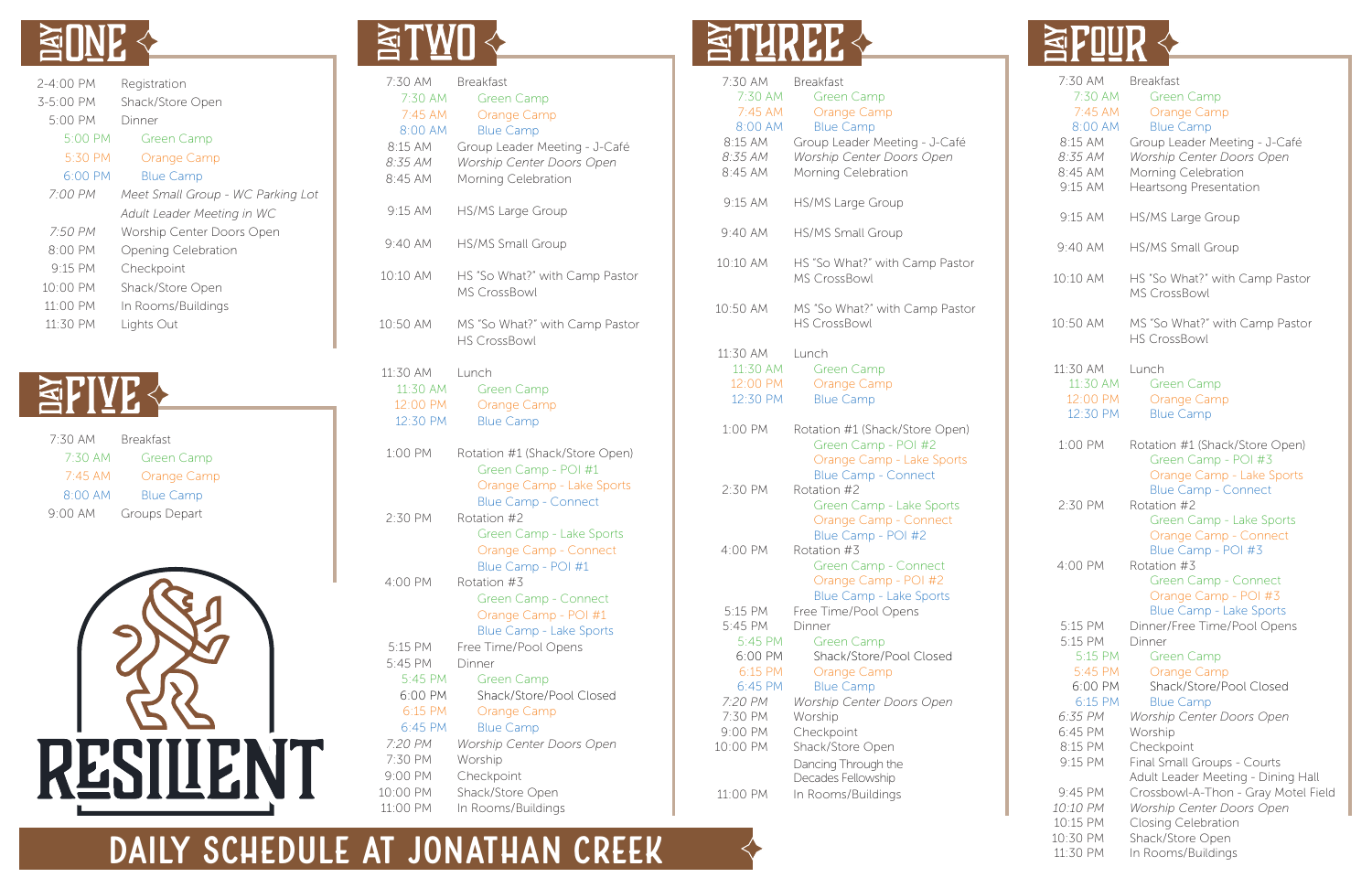# Daily Schedule at Jonathan Creek

## Day One

| Time | Event |
| --- | --- |
| 2-4:00 PM | Registration |
| 3-5:00 PM | Shack/Store Open |
| 5:00 PM | Dinner |
| 5:00 PM | Green Camp |
| 5:30 PM | Orange Camp |
| 6:00 PM | Blue Camp |
| *7:00 PM* | *Meet Small Group - WC Parking Lot* |
| | *Adult Leader Meeting in WC* |
| *7:50 PM* | Worship Center Doors Open |
| 8:00 PM | Opening Celebration |
| 9:15 PM | Checkpoint |
| 10:00 PM | Shack/Store Open |
| 11:00 PM | In Rooms/Buildings |
| 11:30 PM | Lights Out |

## Day Two

| Time | Event |
| --- | --- |
| 7:30 AM | Breakfast |
| 7:30 AM | Green Camp |
| 7:45 AM | Orange Camp |
| 8:00 AM | Blue Camp |
| 8:15 AM | Group Leader Meeting - J-Café |
| *8:35 AM* | *Worship Center Doors Open* |
| 8:45 AM | Morning Celebration |
| 9:15 AM | HS/MS Large Group |
| 9:40 AM | HS/MS Small Group |
| 10:10 AM | HS "So What?" with Camp Pastor<br>MS CrossBowl |
| 10:50 AM | MS "So What?" with Camp Pastor<br>HS CrossBowl |
| 11:30 AM | Lunch |
| 11:30 AM | Green Camp |
| 12:00 PM | Orange Camp |
| 12:30 PM | Blue Camp |
| 1:00 PM | Rotation #1 (Shack/Store Open)<br>Green Camp - POI #1<br>Orange Camp - Lake Sports<br>Blue Camp - Connect |
| 2:30 PM | Rotation #2<br>Green Camp - Lake Sports<br>Orange Camp - Connect<br>Blue Camp - POI #1 |
| 4:00 PM | Rotation #3<br>Green Camp - Connect<br>Orange Camp - POI #1<br>Blue Camp - Lake Sports |
| 5:15 PM | Free Time/Pool Opens |
| 5:45 PM | Dinner |
| 5:45 PM | Green Camp |
| 6:00 PM | Shack/Store/Pool Closed |
| 6:15 PM | Orange Camp |
| 6:45 PM | Blue Camp |
| *7:20 PM* | *Worship Center Doors Open* |
| 7:30 PM | Worship |
| 9:00 PM | Checkpoint |
| 10:00 PM | Shack/Store Open |
| 11:00 PM | In Rooms/Buildings |

## Day Three

| Time | Event |
| --- | --- |
| 7:30 AM | Breakfast |
| 7:30 AM | Green Camp |
| 7:45 AM | Orange Camp |
| 8:00 AM | Blue Camp |
| 8:15 AM | Group Leader Meeting - J-Café |
| *8:35 AM* | *Worship Center Doors Open* |
| 8:45 AM | Morning Celebration |
| 9:15 AM | HS/MS Large Group |
| 9:40 AM | HS/MS Small Group |
| 10:10 AM | HS "So What?" with Camp Pastor<br>MS CrossBowl |
| 10:50 AM | MS "So What?" with Camp Pastor<br>HS CrossBowl |
| 11:30 AM | Lunch |
| 11:30 AM | Green Camp |
| 12:00 PM | Orange Camp |
| 12:30 PM | Blue Camp |
| 1:00 PM | Rotation #1 (Shack/Store Open)<br>Green Camp - POI #2<br>Orange Camp - Lake Sports<br>Blue Camp - Connect |
| 2:30 PM | Rotation #2<br>Green Camp - Lake Sports<br>Orange Camp - Connect<br>Blue Camp - POI #2 |
| 4:00 PM | Rotation #3<br>Green Camp - Connect<br>Orange Camp - POI #2<br>Blue Camp - Lake Sports |
| 5:15 PM | Free Time/Pool Opens |
| 5:45 PM | Dinner |
| 5:45 PM | Green Camp |
| 6:00 PM | Shack/Store/Pool Closed |
| 6:15 PM | Orange Camp |
| 6:45 PM | Blue Camp |
| *7:20 PM* | *Worship Center Doors Open* |
| 7:30 PM | Worship |
| 9:00 PM | Checkpoint |
| 10:00 PM | Shack/Store Open |
| | Dancing Through the Decades Fellowship |
| 11:00 PM | In Rooms/Buildings |

## Day Four

| Time | Event |
| --- | --- |
| 7:30 AM | Breakfast |
| 7:30 AM | Green Camp |
| 7:45 AM | Orange Camp |
| 8:00 AM | Blue Camp |
| 8:15 AM | Group Leader Meeting - J-Café |
| *8:35 AM* | *Worship Center Doors Open* |
| 8:45 AM | Morning Celebration |
| 9:15 AM | Heartsong Presentation |
| 9:15 AM | HS/MS Large Group |
| 9:40 AM | HS/MS Small Group |
| 10:10 AM | HS "So What?" with Camp Pastor<br>MS CrossBowl |
| 10:50 AM | MS "So What?" with Camp Pastor<br>HS CrossBowl |
| 11:30 AM | Lunch |
| 11:30 AM | Green Camp |
| 12:00 PM | Orange Camp |
| 12:30 PM | Blue Camp |
| 1:00 PM | Rotation #1 (Shack/Store Open)<br>Green Camp - POI #3<br>Orange Camp - Lake Sports<br>Blue Camp - Connect |
| 2:30 PM | Rotation #2<br>Green Camp - Lake Sports<br>Orange Camp - Connect<br>Blue Camp - POI #3 |
| 4:00 PM | Rotation #3<br>Green Camp - Connect<br>Orange Camp - POI #3<br>Blue Camp - Lake Sports |
| 5:15 PM | Dinner/Free Time/Pool Opens |
| 5:15 PM | Dinner |
| 5:15 PM | Green Camp |
| 5:45 PM | Orange Camp |
| 6:00 PM | Shack/Store/Pool Closed |
| 6:15 PM | Blue Camp |
| *6:35 PM* | *Worship Center Doors Open* |
| 6:45 PM | Worship |
| 8:15 PM | Checkpoint |
| 9:15 PM | Final Small Groups - Courts<br>Adult Leader Meeting - Dining Hall |
| 9:45 PM | Crossbowl-A-Thon - Gray Motel Field |
| *10:10 PM* | *Worship Center Doors Open* |
| 10:15 PM | Closing Celebration |
| 10:30 PM | Shack/Store Open |
| 11:30 PM | In Rooms/Buildings |

## Day Five

| Time | Event |
| --- | --- |
| 7:30 AM | Breakfast |
| 7:30 AM | Green Camp |
| 7:45 AM | Orange Camp |
| 8:00 AM | Blue Camp |
| 9:00 AM | Groups Depart |

RESILIENT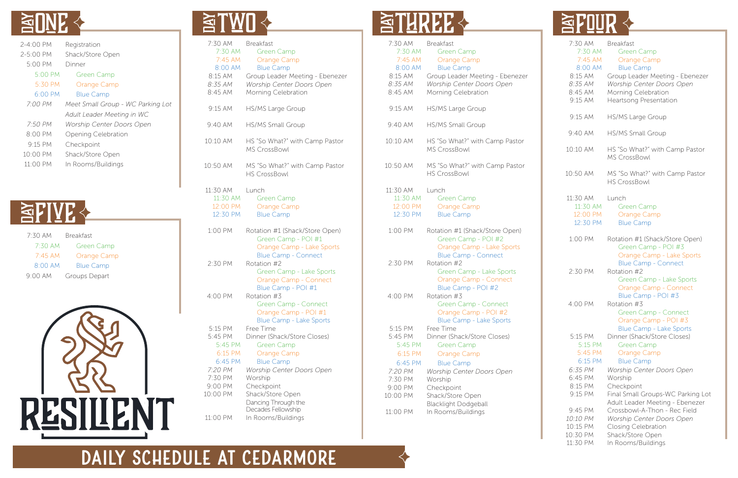# DAILY SCHEDULE AT CEDARMORE

## DAY ONE

| | |
|---|---|
| 2-4:00 PM | Registration |
| 2-5:00 PM | Shack/Store Open |
| 5:00 PM | Dinner |
| 5:00 PM | Green Camp |
| 5:30 PM | Orange Camp |
| 6:00 PM | Blue Camp |
| *7:00 PM* | *Meet Small Group - WC Parking Lot* |
| | *Adult Leader Meeting in WC* |
| *7:50 PM* | *Worship Center Doors Open* |
| 8:00 PM | Opening Celebration |
| 9:15 PM | Checkpoint |
| 10:00 PM | Shack/Store Open |
| 11:00 PM | In Rooms/Buildings |

## DAY TWO

| | |
|---|---|
| 7:30 AM | Breakfast |
| 7:30 AM | Green Camp |
| 7:45 AM | Orange Camp |
| 8:00 AM | Blue Camp |
| 8:15 AM | Group Leader Meeting - Ebenezer |
| *8:35 AM* | *Worship Center Doors Open* |
| 8:45 AM | Morning Celebration |
| 9:15 AM | HS/MS Large Group |
| 9:40 AM | HS/MS Small Group |
| 10:10 AM | HS "So What?" with Camp Pastor<br>MS CrossBowl |
| 10:50 AM | MS "So What?" with Camp Pastor<br>HS CrossBowl |
| 11:30 AM | Lunch |
| 11:30 AM | Green Camp |
| 12:00 PM | Orange Camp |
| 12:30 PM | Blue Camp |
| 1:00 PM | Rotation #1 (Shack/Store Open)<br>Green Camp - POI #1<br>Orange Camp - Lake Sports<br>Blue Camp - Connect |
| 2:30 PM | Rotation #2<br>Green Camp - Lake Sports<br>Orange Camp - Connect<br>Blue Camp - POI #1 |
| 4:00 PM | Rotation #3<br>Green Camp - Connect<br>Orange Camp - POI #1<br>Blue Camp - Lake Sports |
| 5:15 PM | Free Time |
| 5:45 PM | Dinner (Shack/Store Closes) |
| 5:45 PM | Green Camp |
| 6:15 PM | Orange Camp |
| 6:45 PM | Blue Camp |
| *7:20 PM* | *Worship Center Doors Open* |
| 7:30 PM | Worship |
| 9:00 PM | Checkpoint |
| 10:00 PM | Shack/Store Open<br>Dancing Through the Decades Fellowship |
| 11:00 PM | In Rooms/Buildings |

## DAY THREE

| | |
|---|---|
| 7:30 AM | Breakfast |
| 7:30 AM | Green Camp |
| 7:45 AM | Orange Camp |
| 8:00 AM | Blue Camp |
| 8:15 AM | Group Leader Meeting - Ebenezer |
| *8:35 AM* | *Worship Center Doors Open* |
| 8:45 AM | Morning Celebration |
| 9:15 AM | HS/MS Large Group |
| 9:40 AM | HS/MS Small Group |
| 10:10 AM | HS "So What?" with Camp Pastor<br>MS CrossBowl |
| 10:50 AM | MS "So What?" with Camp Pastor<br>HS CrossBowl |
| 11:30 AM | Lunch |
| 11:30 AM | Green Camp |
| 12:00 PM | Orange Camp |
| 12:30 PM | Blue Camp |
| 1:00 PM | Rotation #1 (Shack/Store Open)<br>Green Camp - POI #2<br>Orange Camp - Lake Sports<br>Blue Camp - Connect |
| 2:30 PM | Rotation #2<br>Green Camp - Lake Sports<br>Orange Camp - Connect<br>Blue Camp - POI #2 |
| 4:00 PM | Rotation #3<br>Green Camp - Connect<br>Orange Camp - POI #2<br>Blue Camp - Lake Sports |
| 5:15 PM | Free Time |
| 5:45 PM | Dinner (Shack/Store Closes) |
| 5:45 PM | Green Camp |
| 6:15 PM | Orange Camp |
| 6:45 PM | Blue Camp |
| *7:20 PM* | *Worship Center Doors Open* |
| 7:30 PM | Worship |
| 9:00 PM | Checkpoint |
| 10:00 PM | Shack/Store Open<br>Blacklight Dodgeball |
| 11:00 PM | In Rooms/Buildings |

## DAY FOUR

| | |
|---|---|
| 7:30 AM | Breakfast |
| 7:30 AM | Green Camp |
| 7:45 AM | Orange Camp |
| 8:00 AM | Blue Camp |
| 8:15 AM | Group Leader Meeting - Ebenezer |
| *8:35 AM* | *Worship Center Doors Open* |
| 8:45 AM | Morning Celebration |
| 9:15 AM | Heartsong Presentation |
| 9:15 AM | HS/MS Large Group |
| 9:40 AM | HS/MS Small Group |
| 10:10 AM | HS "So What?" with Camp Pastor<br>MS CrossBowl |
| 10:50 AM | MS "So What?" with Camp Pastor<br>HS CrossBowl |
| 11:30 AM | Lunch |
| 11:30 AM | Green Camp |
| 12:00 PM | Orange Camp |
| 12:30 PM | Blue Camp |
| 1:00 PM | Rotation #1 (Shack/Store Open)<br>Green Camp - POI #3<br>Orange Camp - Lake Sports<br>Blue Camp - Connect |
| 2:30 PM | Rotation #2<br>Green Camp - Lake Sports<br>Orange Camp - Connect<br>Blue Camp - POI #3 |
| 4:00 PM | Rotation #3<br>Green Camp - Connect<br>Orange Camp - POI #3<br>Blue Camp - Lake Sports |
| 5:15 PM | Dinner (Shack/Store Closes) |
| 5:15 PM | Green Camp |
| 5:45 PM | Orange Camp |
| 6:15 PM | Blue Camp |
| *6:35 PM* | *Worship Center Doors Open* |
| 6:45 PM | Worship |
| 8:15 PM | Checkpoint |
| 9:15 PM | Final Small Groups-WC Parking Lot<br>Adult Leader Meeting - Ebenezer |
| 9:45 PM | Crossbowl-A-Thon - Rec Field |
| *10:10 PM* | *Worship Center Doors Open* |
| 10:15 PM | Closing Celebration |
| 10:30 PM | Shack/Store Open |
| 11:30 PM | In Rooms/Buildings |

## DAY FIVE

| | |
|---|---|
| 7:30 AM | Breakfast |
| 7:30 AM | Green Camp |
| 7:45 AM | Orange Camp |
| 8:00 AM | Blue Camp |
| 9:00 AM | Groups Depart |

RESILIENT